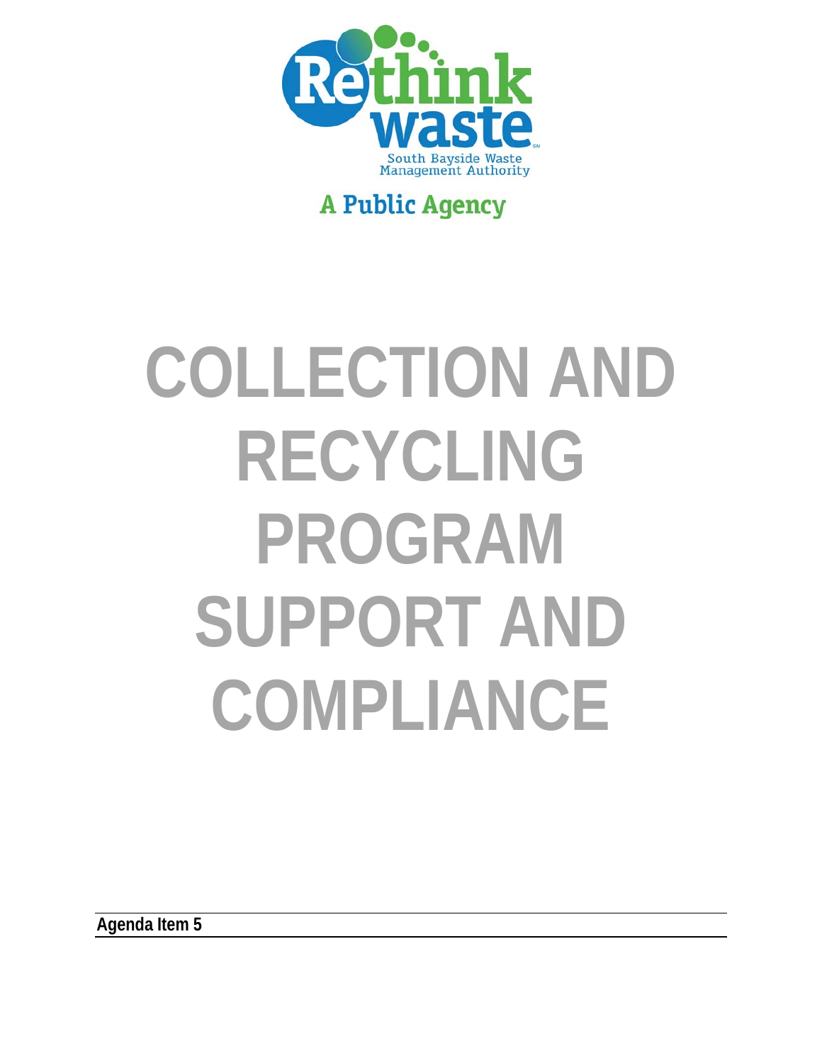Rethink waste

South Bayside Waste Management Authority

A Public Agency

# COLLECTION AND RECYCLING PROGRAM SUPPORT AND COMPLIANCE

**Agenda Item 5**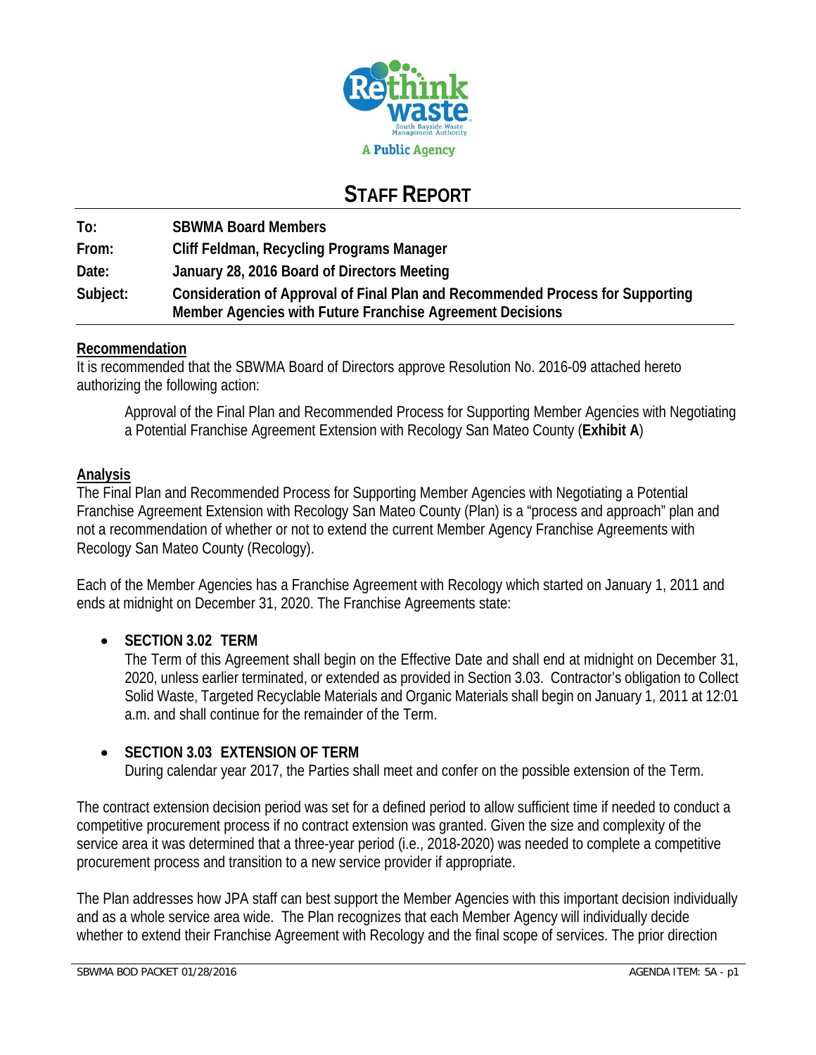# STAFF REPORT

| | |
|---|---|
| **To:** | **SBWMA Board Members** |
| **From:** | **Cliff Feldman, Recycling Programs Manager** |
| **Date:** | **January 28, 2016 Board of Directors Meeting** |
| **Subject:** | **Consideration of Approval of Final Plan and Recommended Process for Supporting Member Agencies with Future Franchise Agreement Decisions** |

## Recommendation

It is recommended that the SBWMA Board of Directors approve Resolution No. 2016-09 attached hereto authorizing the following action:

> Approval of the Final Plan and Recommended Process for Supporting Member Agencies with Negotiating a Potential Franchise Agreement Extension with Recology San Mateo County (**Exhibit A**)

## Analysis

The Final Plan and Recommended Process for Supporting Member Agencies with Negotiating a Potential Franchise Agreement Extension with Recology San Mateo County (Plan) is a "process and approach" plan and not a recommendation of whether or not to extend the current Member Agency Franchise Agreements with Recology San Mateo County (Recology).

Each of the Member Agencies has a Franchise Agreement with Recology which started on January 1, 2011 and ends at midnight on December 31, 2020. The Franchise Agreements state:

- **SECTION 3.02 TERM**
  The Term of this Agreement shall begin on the Effective Date and shall end at midnight on December 31, 2020, unless earlier terminated, or extended as provided in Section 3.03. Contractor's obligation to Collect Solid Waste, Targeted Recyclable Materials and Organic Materials shall begin on January 1, 2011 at 12:01 a.m. and shall continue for the remainder of the Term.

- **SECTION 3.03 EXTENSION OF TERM**
  During calendar year 2017, the Parties shall meet and confer on the possible extension of the Term.

The contract extension decision period was set for a defined period to allow sufficient time if needed to conduct a competitive procurement process if no contract extension was granted. Given the size and complexity of the service area it was determined that a three-year period (i.e., 2018-2020) was needed to complete a competitive procurement process and transition to a new service provider if appropriate.

The Plan addresses how JPA staff can best support the Member Agencies with this important decision individually and as a whole service area wide. The Plan recognizes that each Member Agency will individually decide whether to extend their Franchise Agreement with Recology and the final scope of services. The prior direction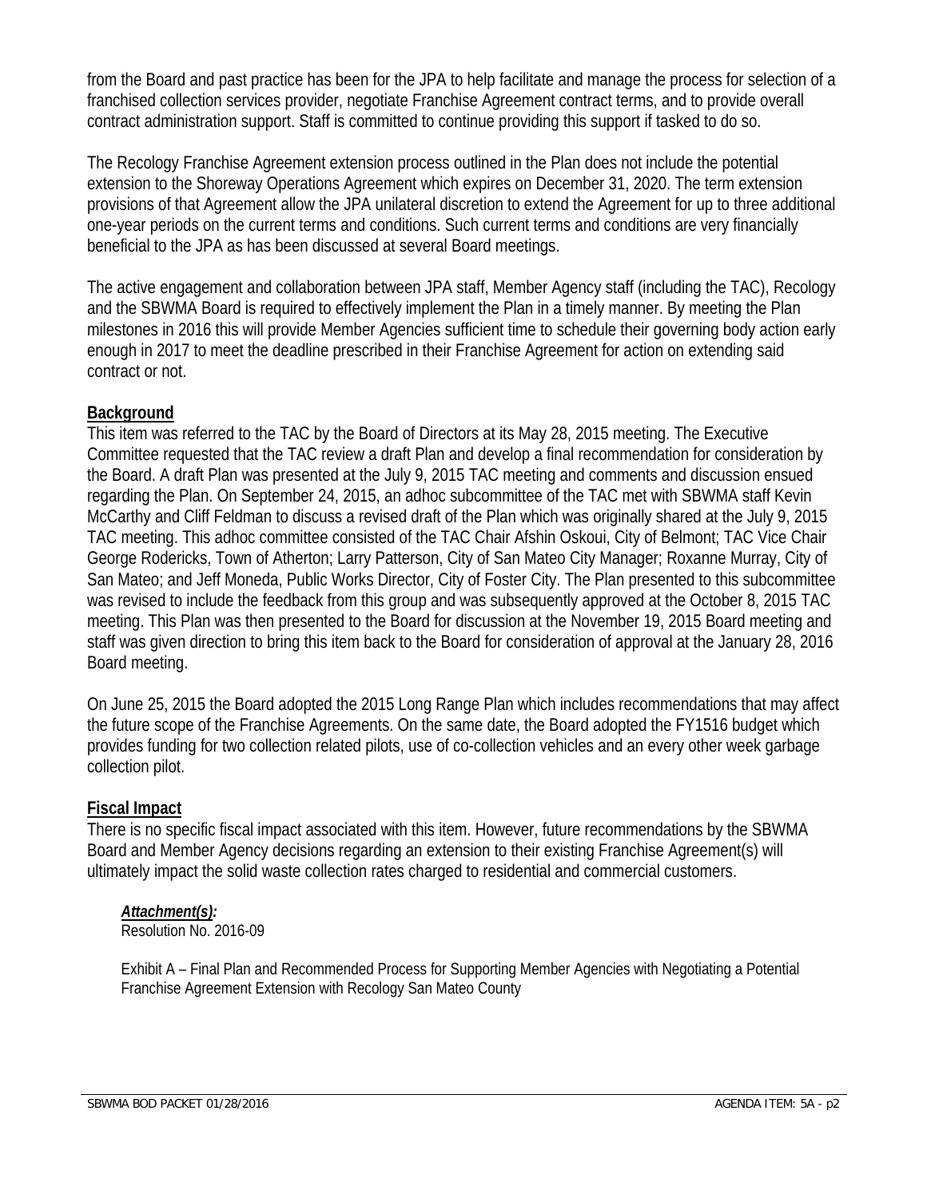from the Board and past practice has been for the JPA to help facilitate and manage the process for selection of a franchised collection services provider, negotiate Franchise Agreement contract terms, and to provide overall contract administration support. Staff is committed to continue providing this support if tasked to do so.

The Recology Franchise Agreement extension process outlined in the Plan does not include the potential extension to the Shoreway Operations Agreement which expires on December 31, 2020. The term extension provisions of that Agreement allow the JPA unilateral discretion to extend the Agreement for up to three additional one-year periods on the current terms and conditions. Such current terms and conditions are very financially beneficial to the JPA as has been discussed at several Board meetings.

The active engagement and collaboration between JPA staff, Member Agency staff (including the TAC), Recology and the SBWMA Board is required to effectively implement the Plan in a timely manner. By meeting the Plan milestones in 2016 this will provide Member Agencies sufficient time to schedule their governing body action early enough in 2017 to meet the deadline prescribed in their Franchise Agreement for action on extending said contract or not.

## Background

This item was referred to the TAC by the Board of Directors at its May 28, 2015 meeting. The Executive Committee requested that the TAC review a draft Plan and develop a final recommendation for consideration by the Board. A draft Plan was presented at the July 9, 2015 TAC meeting and comments and discussion ensued regarding the Plan. On September 24, 2015, an adhoc subcommittee of the TAC met with SBWMA staff Kevin McCarthy and Cliff Feldman to discuss a revised draft of the Plan which was originally shared at the July 9, 2015 TAC meeting. This adhoc committee consisted of the TAC Chair Afshin Oskoui, City of Belmont; TAC Vice Chair George Rodericks, Town of Atherton; Larry Patterson, City of San Mateo City Manager; Roxanne Murray, City of San Mateo; and Jeff Moneda, Public Works Director, City of Foster City. The Plan presented to this subcommittee was revised to include the feedback from this group and was subsequently approved at the October 8, 2015 TAC meeting. This Plan was then presented to the Board for discussion at the November 19, 2015 Board meeting and staff was given direction to bring this item back to the Board for consideration of approval at the January 28, 2016 Board meeting.

On June 25, 2015 the Board adopted the 2015 Long Range Plan which includes recommendations that may affect the future scope of the Franchise Agreements. On the same date, the Board adopted the FY1516 budget which provides funding for two collection related pilots, use of co-collection vehicles and an every other week garbage collection pilot.

## Fiscal Impact

There is no specific fiscal impact associated with this item. However, future recommendations by the SBWMA Board and Member Agency decisions regarding an extension to their existing Franchise Agreement(s) will ultimately impact the solid waste collection rates charged to residential and commercial customers.

***Attachment(s):***

Resolution No. 2016-09

Exhibit A – Final Plan and Recommended Process for Supporting Member Agencies with Negotiating a Potential Franchise Agreement Extension with Recology San Mateo County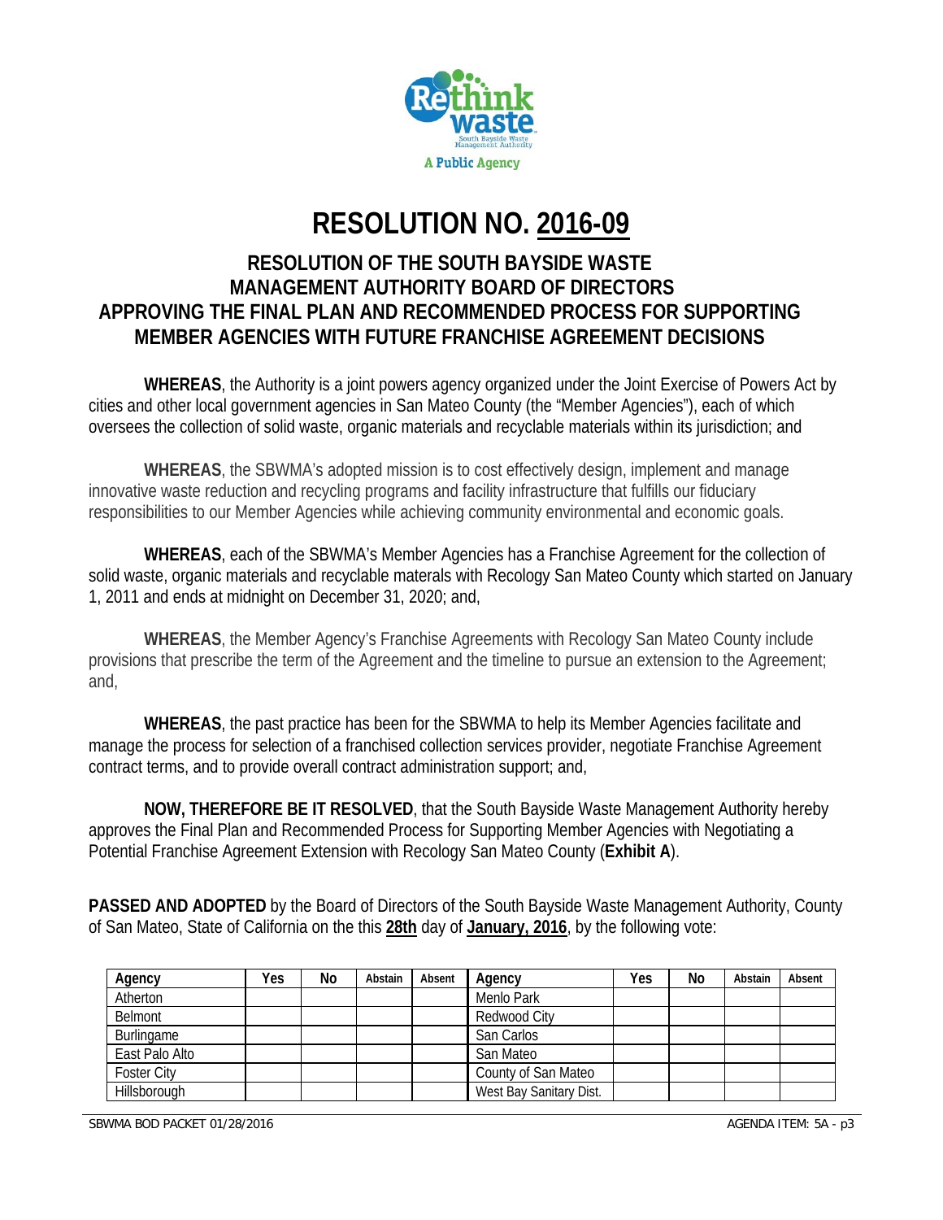# RESOLUTION NO. 2016-09

## RESOLUTION OF THE SOUTH BAYSIDE WASTE MANAGEMENT AUTHORITY BOARD OF DIRECTORS APPROVING THE FINAL PLAN AND RECOMMENDED PROCESS FOR SUPPORTING MEMBER AGENCIES WITH FUTURE FRANCHISE AGREEMENT DECISIONS

**WHEREAS**, the Authority is a joint powers agency organized under the Joint Exercise of Powers Act by cities and other local government agencies in San Mateo County (the "Member Agencies"), each of which oversees the collection of solid waste, organic materials and recyclable materials within its jurisdiction; and

**WHEREAS**, the SBWMA's adopted mission is to cost effectively design, implement and manage innovative waste reduction and recycling programs and facility infrastructure that fulfills our fiduciary responsibilities to our Member Agencies while achieving community environmental and economic goals.

**WHEREAS**, each of the SBWMA's Member Agencies has a Franchise Agreement for the collection of solid waste, organic materials and recyclable materals with Recology San Mateo County which started on January 1, 2011 and ends at midnight on December 31, 2020; and,

**WHEREAS**, the Member Agency's Franchise Agreements with Recology San Mateo County include provisions that prescribe the term of the Agreement and the timeline to pursue an extension to the Agreement; and,

**WHEREAS**, the past practice has been for the SBWMA to help its Member Agencies facilitate and manage the process for selection of a franchised collection services provider, negotiate Franchise Agreement contract terms, and to provide overall contract administration support; and,

**NOW, THEREFORE BE IT RESOLVED**, that the South Bayside Waste Management Authority hereby approves the Final Plan and Recommended Process for Supporting Member Agencies with Negotiating a Potential Franchise Agreement Extension with Recology San Mateo County (**Exhibit A**).

**PASSED AND ADOPTED** by the Board of Directors of the South Bayside Waste Management Authority, County of San Mateo, State of California on the this **28th** day of **January, 2016**, by the following vote:

| Agency | Yes | No | Abstain | Absent | Agency | Yes | No | Abstain | Absent |
|---|---|---|---|---|---|---|---|---|---|
| Atherton | | | | | Menlo Park | | | | |
| Belmont | | | | | Redwood City | | | | |
| Burlingame | | | | | San Carlos | | | | |
| East Palo Alto | | | | | San Mateo | | | | |
| Foster City | | | | | County of San Mateo | | | | |
| Hillsborough | | | | | West Bay Sanitary Dist. | | | | |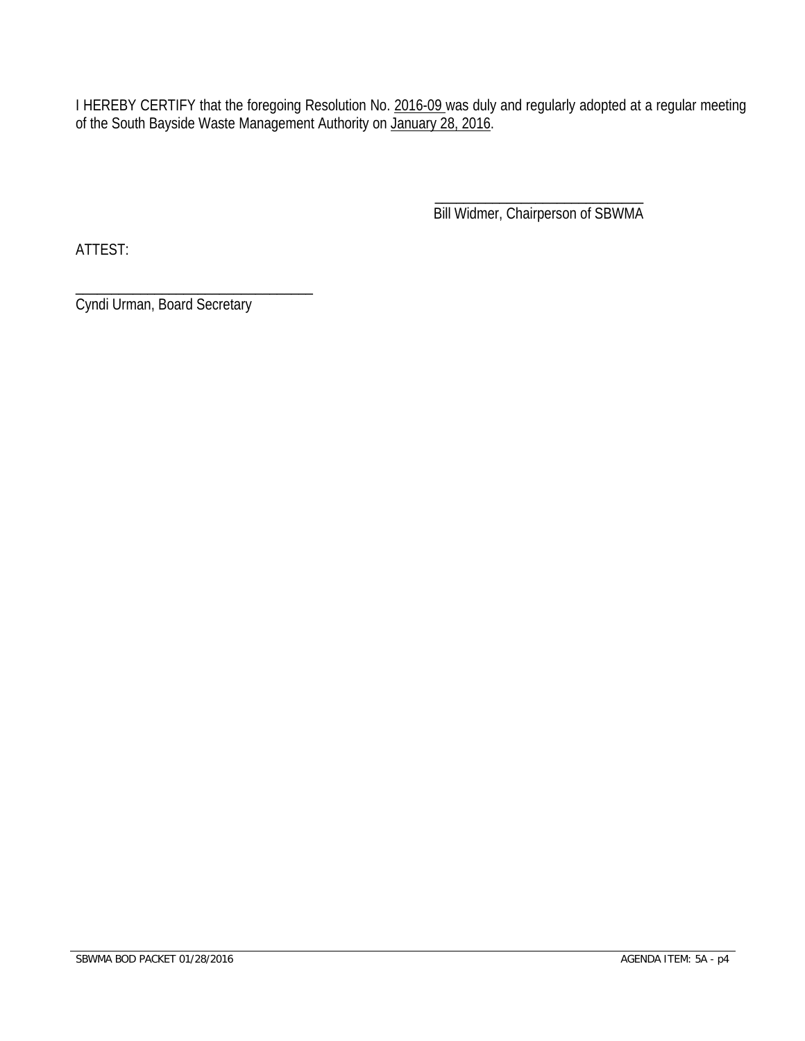I HEREBY CERTIFY that the foregoing Resolution No. 2016-09 was duly and regularly adopted at a regular meeting of the South Bayside Waste Management Authority on January 28, 2016.

\_\_\_\_\_\_\_\_\_\_\_\_\_\_\_\_\_\_\_\_\_\_\_\_\_\_\_\_\_\_
Bill Widmer, Chairperson of SBWMA

ATTEST:

\_\_\_\_\_\_\_\_\_\_\_\_\_\_\_\_\_\_\_\_\_\_\_\_\_\_\_\_\_\_\_\_\_\_
Cyndi Urman, Board Secretary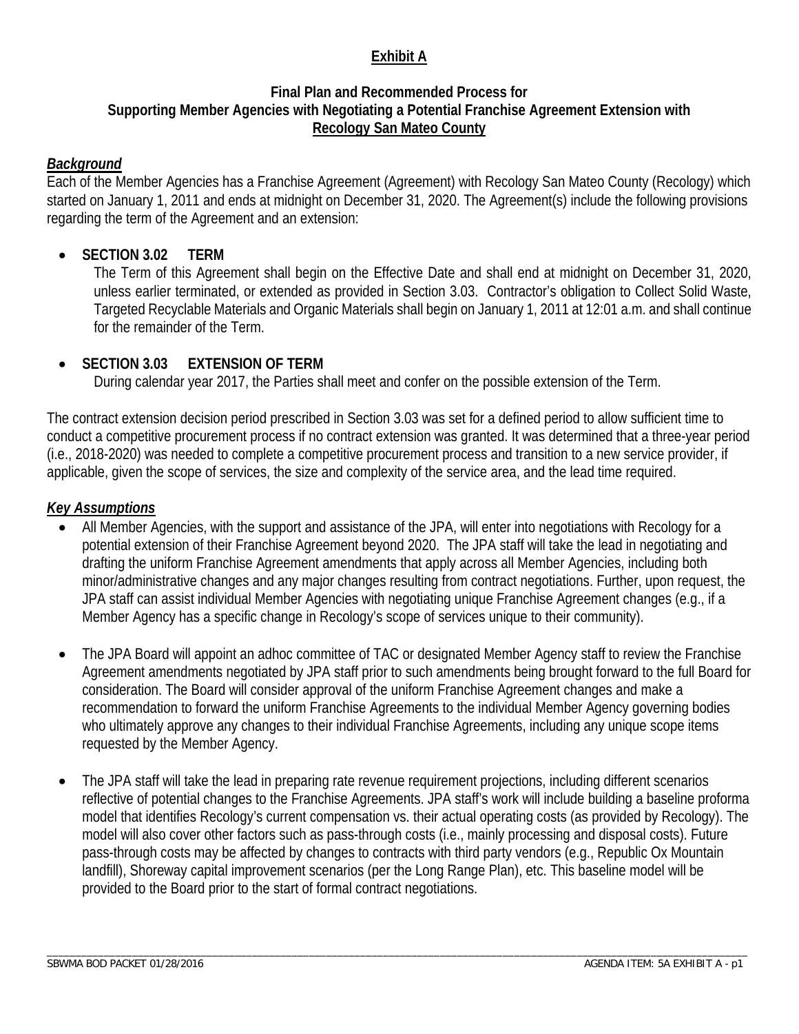# Exhibit A

## Final Plan and Recommended Process for Supporting Member Agencies with Negotiating a Potential Franchise Agreement Extension with Recology San Mateo County

### *Background*

Each of the Member Agencies has a Franchise Agreement (Agreement) with Recology San Mateo County (Recology) which started on January 1, 2011 and ends at midnight on December 31, 2020. The Agreement(s) include the following provisions regarding the term of the Agreement and an extension:

- **SECTION 3.02 TERM**
  The Term of this Agreement shall begin on the Effective Date and shall end at midnight on December 31, 2020, unless earlier terminated, or extended as provided in Section 3.03. Contractor's obligation to Collect Solid Waste, Targeted Recyclable Materials and Organic Materials shall begin on January 1, 2011 at 12:01 a.m. and shall continue for the remainder of the Term.

- **SECTION 3.03 EXTENSION OF TERM**
  During calendar year 2017, the Parties shall meet and confer on the possible extension of the Term.

The contract extension decision period prescribed in Section 3.03 was set for a defined period to allow sufficient time to conduct a competitive procurement process if no contract extension was granted. It was determined that a three-year period (i.e., 2018-2020) was needed to complete a competitive procurement process and transition to a new service provider, if applicable, given the scope of services, the size and complexity of the service area, and the lead time required.

### *Key Assumptions*

- All Member Agencies, with the support and assistance of the JPA, will enter into negotiations with Recology for a potential extension of their Franchise Agreement beyond 2020. The JPA staff will take the lead in negotiating and drafting the uniform Franchise Agreement amendments that apply across all Member Agencies, including both minor/administrative changes and any major changes resulting from contract negotiations. Further, upon request, the JPA staff can assist individual Member Agencies with negotiating unique Franchise Agreement changes (e.g., if a Member Agency has a specific change in Recology's scope of services unique to their community).

- The JPA Board will appoint an adhoc committee of TAC or designated Member Agency staff to review the Franchise Agreement amendments negotiated by JPA staff prior to such amendments being brought forward to the full Board for consideration. The Board will consider approval of the uniform Franchise Agreement changes and make a recommendation to forward the uniform Franchise Agreements to the individual Member Agency governing bodies who ultimately approve any changes to their individual Franchise Agreements, including any unique scope items requested by the Member Agency.

- The JPA staff will take the lead in preparing rate revenue requirement projections, including different scenarios reflective of potential changes to the Franchise Agreements. JPA staff's work will include building a baseline proforma model that identifies Recology's current compensation vs. their actual operating costs (as provided by Recology). The model will also cover other factors such as pass-through costs (i.e., mainly processing and disposal costs). Future pass-through costs may be affected by changes to contracts with third party vendors (e.g., Republic Ox Mountain landfill), Shoreway capital improvement scenarios (per the Long Range Plan), etc. This baseline model will be provided to the Board prior to the start of formal contract negotiations.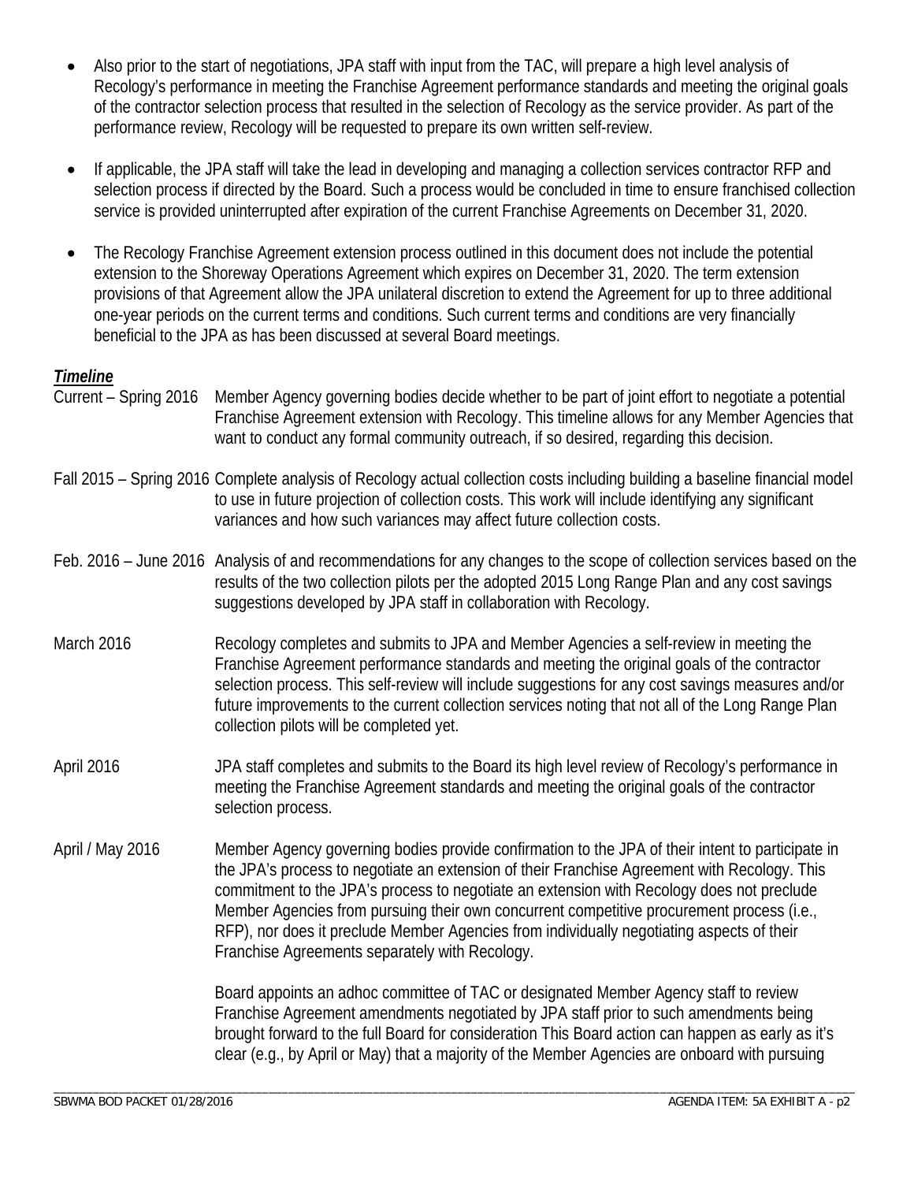- Also prior to the start of negotiations, JPA staff with input from the TAC, will prepare a high level analysis of Recology's performance in meeting the Franchise Agreement performance standards and meeting the original goals of the contractor selection process that resulted in the selection of Recology as the service provider. As part of the performance review, Recology will be requested to prepare its own written self-review.

- If applicable, the JPA staff will take the lead in developing and managing a collection services contractor RFP and selection process if directed by the Board. Such a process would be concluded in time to ensure franchised collection service is provided uninterrupted after expiration of the current Franchise Agreements on December 31, 2020.

- The Recology Franchise Agreement extension process outlined in this document does not include the potential extension to the Shoreway Operations Agreement which expires on December 31, 2020. The term extension provisions of that Agreement allow the JPA unilateral discretion to extend the Agreement for up to three additional one-year periods on the current terms and conditions. Such current terms and conditions are very financially beneficial to the JPA as has been discussed at several Board meetings.

***Timeline***

| | |
|---|---|
| Current – Spring 2016 | Member Agency governing bodies decide whether to be part of joint effort to negotiate a potential Franchise Agreement extension with Recology. This timeline allows for any Member Agencies that want to conduct any formal community outreach, if so desired, regarding this decision. |
| Fall 2015 – Spring 2016 | Complete analysis of Recology actual collection costs including building a baseline financial model to use in future projection of collection costs. This work will include identifying any significant variances and how such variances may affect future collection costs. |
| Feb. 2016 – June 2016 | Analysis of and recommendations for any changes to the scope of collection services based on the results of the two collection pilots per the adopted 2015 Long Range Plan and any cost savings suggestions developed by JPA staff in collaboration with Recology. |
| March 2016 | Recology completes and submits to JPA and Member Agencies a self-review in meeting the Franchise Agreement performance standards and meeting the original goals of the contractor selection process. This self-review will include suggestions for any cost savings measures and/or future improvements to the current collection services noting that not all of the Long Range Plan collection pilots will be completed yet. |
| April 2016 | JPA staff completes and submits to the Board its high level review of Recology's performance in meeting the Franchise Agreement standards and meeting the original goals of the contractor selection process. |
| April / May 2016 | Member Agency governing bodies provide confirmation to the JPA of their intent to participate in the JPA's process to negotiate an extension of their Franchise Agreement with Recology. This commitment to the JPA's process to negotiate an extension with Recology does not preclude Member Agencies from pursuing their own concurrent competitive procurement process (i.e., RFP), nor does it preclude Member Agencies from individually negotiating aspects of their Franchise Agreements separately with Recology.<br><br>Board appoints an adhoc committee of TAC or designated Member Agency staff to review Franchise Agreement amendments negotiated by JPA staff prior to such amendments being brought forward to the full Board for consideration This Board action can happen as early as it's clear (e.g., by April or May) that a majority of the Member Agencies are onboard with pursuing |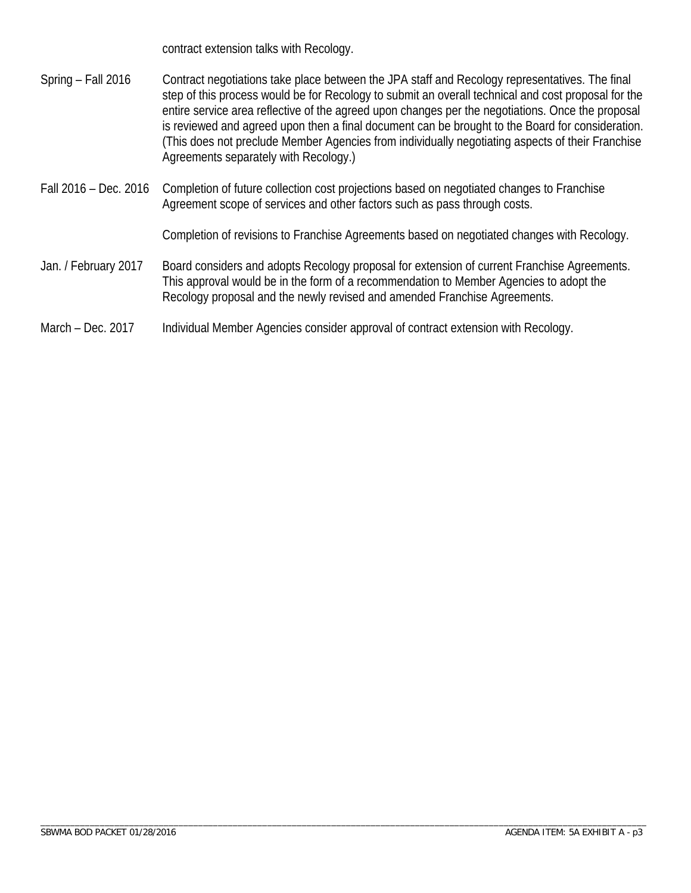contract extension talks with Recology.

| | |
|---|---|
| Spring – Fall 2016 | Contract negotiations take place between the JPA staff and Recology representatives. The final step of this process would be for Recology to submit an overall technical and cost proposal for the entire service area reflective of the agreed upon changes per the negotiations. Once the proposal is reviewed and agreed upon then a final document can be brought to the Board for consideration. (This does not preclude Member Agencies from individually negotiating aspects of their Franchise Agreements separately with Recology.) |
| Fall 2016 – Dec. 2016 | Completion of future collection cost projections based on negotiated changes to Franchise Agreement scope of services and other factors such as pass through costs.<br><br>Completion of revisions to Franchise Agreements based on negotiated changes with Recology. |
| Jan. / February 2017 | Board considers and adopts Recology proposal for extension of current Franchise Agreements. This approval would be in the form of a recommendation to Member Agencies to adopt the Recology proposal and the newly revised and amended Franchise Agreements. |
| March – Dec. 2017 | Individual Member Agencies consider approval of contract extension with Recology. |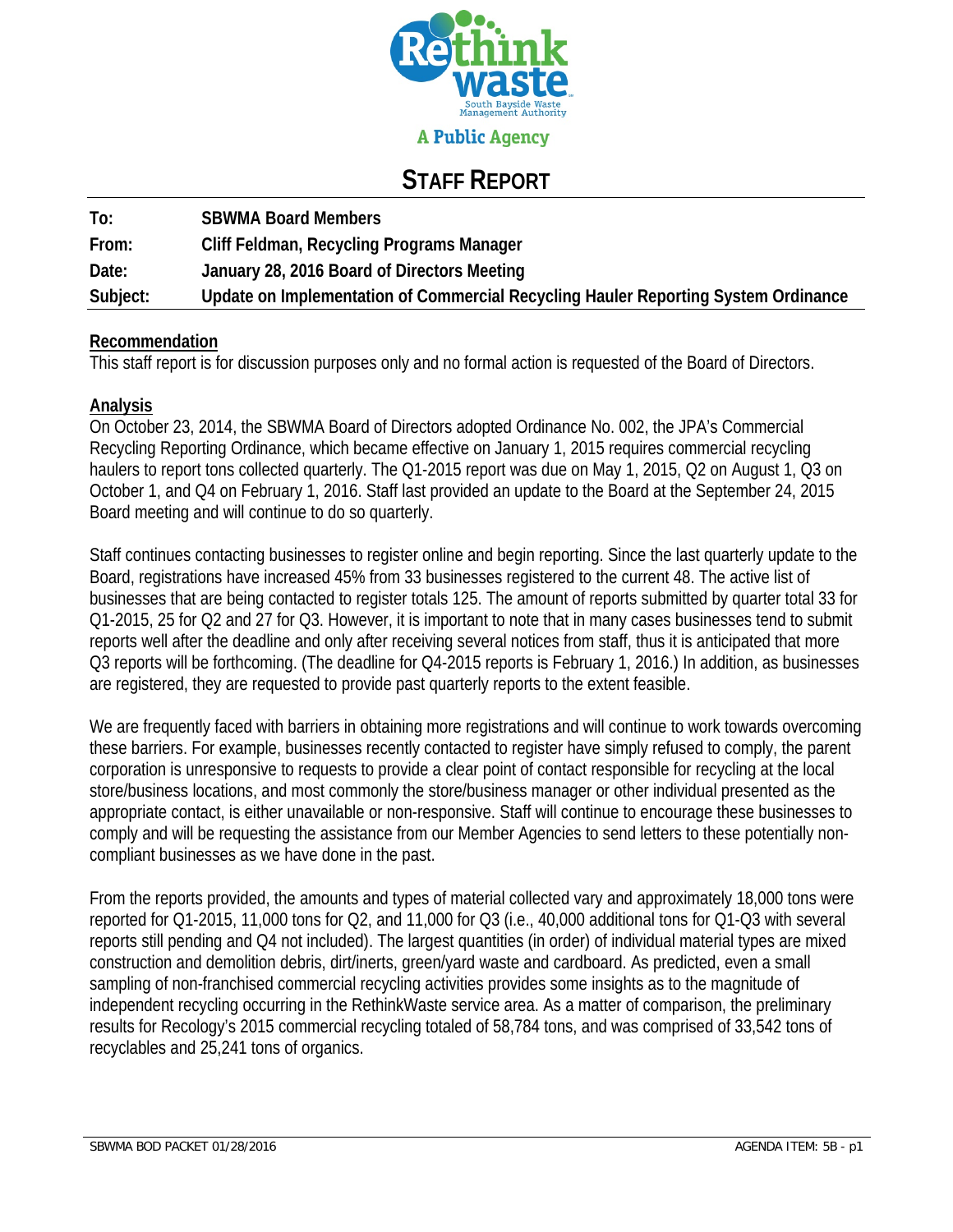Rethinkwaste

South Bayside Waste Management Authority

A Public Agency

# STAFF REPORT

| | |
|---|---|
| **To:** | **SBWMA Board Members** |
| **From:** | **Cliff Feldman, Recycling Programs Manager** |
| **Date:** | **January 28, 2016 Board of Directors Meeting** |
| **Subject:** | **Update on Implementation of Commercial Recycling Hauler Reporting System Ordinance** |

**Recommendation**

This staff report is for discussion purposes only and no formal action is requested of the Board of Directors.

**Analysis**

On October 23, 2014, the SBWMA Board of Directors adopted Ordinance No. 002, the JPA's Commercial Recycling Reporting Ordinance, which became effective on January 1, 2015 requires commercial recycling haulers to report tons collected quarterly. The Q1-2015 report was due on May 1, 2015, Q2 on August 1, Q3 on October 1, and Q4 on February 1, 2016. Staff last provided an update to the Board at the September 24, 2015 Board meeting and will continue to do so quarterly.

Staff continues contacting businesses to register online and begin reporting. Since the last quarterly update to the Board, registrations have increased 45% from 33 businesses registered to the current 48. The active list of businesses that are being contacted to register totals 125. The amount of reports submitted by quarter total 33 for Q1-2015, 25 for Q2 and 27 for Q3. However, it is important to note that in many cases businesses tend to submit reports well after the deadline and only after receiving several notices from staff, thus it is anticipated that more Q3 reports will be forthcoming. (The deadline for Q4-2015 reports is February 1, 2016.) In addition, as businesses are registered, they are requested to provide past quarterly reports to the extent feasible.

We are frequently faced with barriers in obtaining more registrations and will continue to work towards overcoming these barriers. For example, businesses recently contacted to register have simply refused to comply, the parent corporation is unresponsive to requests to provide a clear point of contact responsible for recycling at the local store/business locations, and most commonly the store/business manager or other individual presented as the appropriate contact, is either unavailable or non-responsive. Staff will continue to encourage these businesses to comply and will be requesting the assistance from our Member Agencies to send letters to these potentially non-compliant businesses as we have done in the past.

From the reports provided, the amounts and types of material collected vary and approximately 18,000 tons were reported for Q1-2015, 11,000 tons for Q2, and 11,000 for Q3 (i.e., 40,000 additional tons for Q1-Q3 with several reports still pending and Q4 not included). The largest quantities (in order) of individual material types are mixed construction and demolition debris, dirt/inerts, green/yard waste and cardboard. As predicted, even a small sampling of non-franchised commercial recycling activities provides some insights as to the magnitude of independent recycling occurring in the RethinkWaste service area. As a matter of comparison, the preliminary results for Recology's 2015 commercial recycling totaled of 58,784 tons, and was comprised of 33,542 tons of recyclables and 25,241 tons of organics.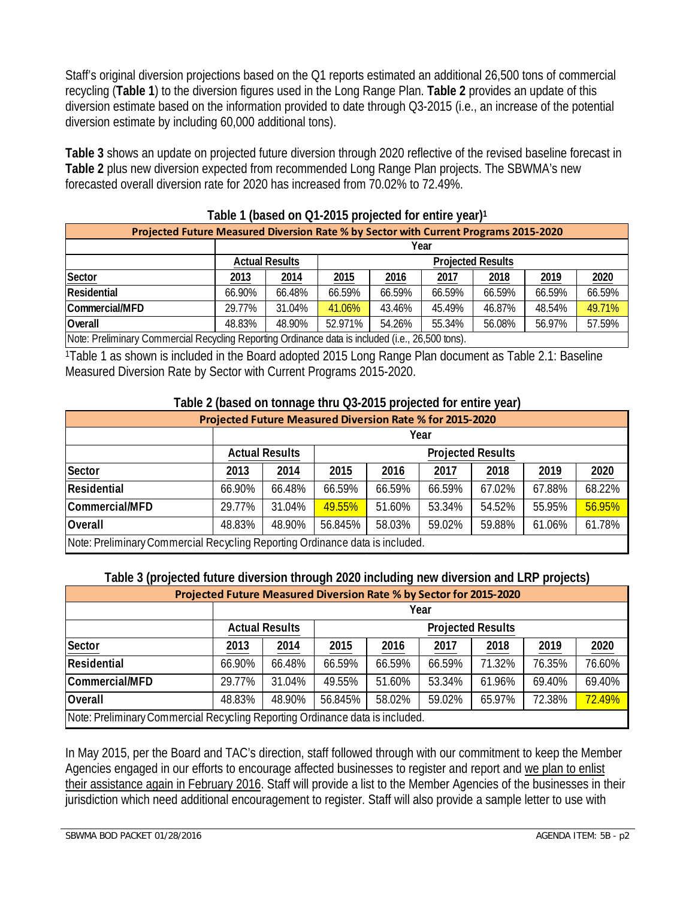Staff's original diversion projections based on the Q1 reports estimated an additional 26,500 tons of commercial recycling (**Table 1**) to the diversion figures used in the Long Range Plan. **Table 2** provides an update of this diversion estimate based on the information provided to date through Q3-2015 (i.e., an increase of the potential diversion estimate by including 60,000 additional tons).

**Table 3** shows an update on projected future diversion through 2020 reflective of the revised baseline forecast in **Table 2** plus new diversion expected from recommended Long Range Plan projects. The SBWMA's new forecasted overall diversion rate for 2020 has increased from 70.02% to 72.49%.

**Table 1 (based on Q1-2015 projected for entire year)[1]**

| Projected Future Measured Diversion Rate % by Sector with Current Programs 2015-2020 | | | | | | | | |
|---|---|---|---|---|---|---|---|---|
| | Year | | | | | | | |
| | Actual Results | | Projected Results | | | | | |
| Sector | 2013 | 2014 | 2015 | 2016 | 2017 | 2018 | 2019 | 2020 |
| Residential | 66.90% | 66.48% | 66.59% | 66.59% | 66.59% | 66.59% | 66.59% | 66.59% |
| Commercial/MFD | 29.77% | 31.04% | 41.06% | 43.46% | 45.49% | 46.87% | 48.54% | 49.71% |
| Overall | 48.83% | 48.90% | 52.971% | 54.26% | 55.34% | 56.08% | 56.97% | 57.59% |
| Note: Preliminary Commercial Recycling Reporting Ordinance data is included (i.e., 26,500 tons). | | | | | | | | |

[1]Table 1 as shown is included in the Board adopted 2015 Long Range Plan document as Table 2.1: Baseline Measured Diversion Rate by Sector with Current Programs 2015-2020.

**Table 2 (based on tonnage thru Q3-2015 projected for entire year)**

| Projected Future Measured Diversion Rate % for 2015-2020 | | | | | | | | |
|---|---|---|---|---|---|---|---|---|
| | Year | | | | | | | |
| | Actual Results | | Projected Results | | | | | |
| Sector | 2013 | 2014 | 2015 | 2016 | 2017 | 2018 | 2019 | 2020 |
| Residential | 66.90% | 66.48% | 66.59% | 66.59% | 66.59% | 67.02% | 67.88% | 68.22% |
| Commercial/MFD | 29.77% | 31.04% | 49.55% | 51.60% | 53.34% | 54.52% | 55.95% | 56.95% |
| Overall | 48.83% | 48.90% | 56.845% | 58.03% | 59.02% | 59.88% | 61.06% | 61.78% |
| Note: Preliminary Commercial Recycling Reporting Ordinance data is included. | | | | | | | | |

**Table 3 (projected future diversion through 2020 including new diversion and LRP projects)**

| Projected Future Measured Diversion Rate % by Sector for 2015-2020 | | | | | | | | |
|---|---|---|---|---|---|---|---|---|
| | Year | | | | | | | |
| | Actual Results | | Projected Results | | | | | |
| Sector | 2013 | 2014 | 2015 | 2016 | 2017 | 2018 | 2019 | 2020 |
| Residential | 66.90% | 66.48% | 66.59% | 66.59% | 66.59% | 71.32% | 76.35% | 76.60% |
| Commercial/MFD | 29.77% | 31.04% | 49.55% | 51.60% | 53.34% | 61.96% | 69.40% | 69.40% |
| Overall | 48.83% | 48.90% | 56.845% | 58.02% | 59.02% | 65.97% | 72.38% | 72.49% |
| Note: Preliminary Commercial Recycling Reporting Ordinance data is included. | | | | | | | | |

In May 2015, per the Board and TAC's direction, staff followed through with our commitment to keep the Member Agencies engaged in our efforts to encourage affected businesses to register and report and we plan to enlist their assistance again in February 2016. Staff will provide a list to the Member Agencies of the businesses in their jurisdiction which need additional encouragement to register. Staff will also provide a sample letter to use with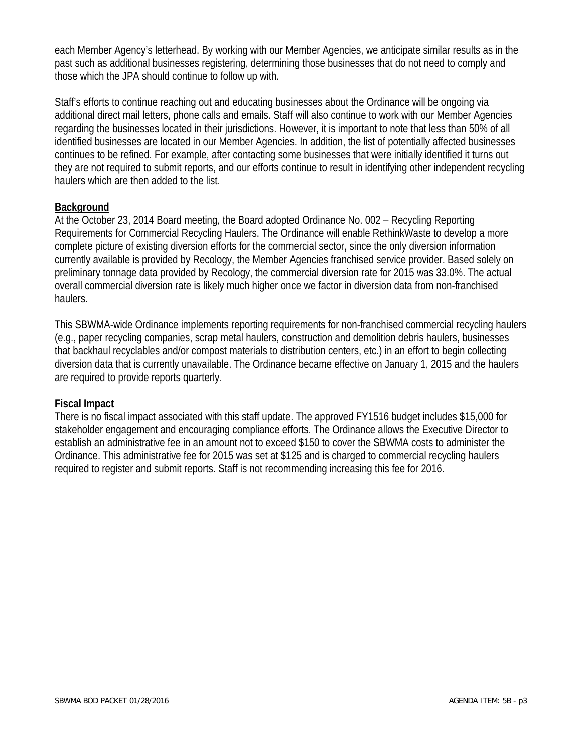each Member Agency's letterhead. By working with our Member Agencies, we anticipate similar results as in the past such as additional businesses registering, determining those businesses that do not need to comply and those which the JPA should continue to follow up with.

Staff's efforts to continue reaching out and educating businesses about the Ordinance will be ongoing via additional direct mail letters, phone calls and emails. Staff will also continue to work with our Member Agencies regarding the businesses located in their jurisdictions. However, it is important to note that less than 50% of all identified businesses are located in our Member Agencies. In addition, the list of potentially affected businesses continues to be refined. For example, after contacting some businesses that were initially identified it turns out they are not required to submit reports, and our efforts continue to result in identifying other independent recycling haulers which are then added to the list.

**Background**

At the October 23, 2014 Board meeting, the Board adopted Ordinance No. 002 – Recycling Reporting Requirements for Commercial Recycling Haulers. The Ordinance will enable RethinkWaste to develop a more complete picture of existing diversion efforts for the commercial sector, since the only diversion information currently available is provided by Recology, the Member Agencies franchised service provider. Based solely on preliminary tonnage data provided by Recology, the commercial diversion rate for 2015 was 33.0%. The actual overall commercial diversion rate is likely much higher once we factor in diversion data from non-franchised haulers.

This SBWMA-wide Ordinance implements reporting requirements for non-franchised commercial recycling haulers (e.g., paper recycling companies, scrap metal haulers, construction and demolition debris haulers, businesses that backhaul recyclables and/or compost materials to distribution centers, etc.) in an effort to begin collecting diversion data that is currently unavailable. The Ordinance became effective on January 1, 2015 and the haulers are required to provide reports quarterly.

**Fiscal Impact**

There is no fiscal impact associated with this staff update. The approved FY1516 budget includes $15,000 for stakeholder engagement and encouraging compliance efforts. The Ordinance allows the Executive Director to establish an administrative fee in an amount not to exceed $150 to cover the SBWMA costs to administer the Ordinance. This administrative fee for 2015 was set at $125 and is charged to commercial recycling haulers required to register and submit reports. Staff is not recommending increasing this fee for 2016.